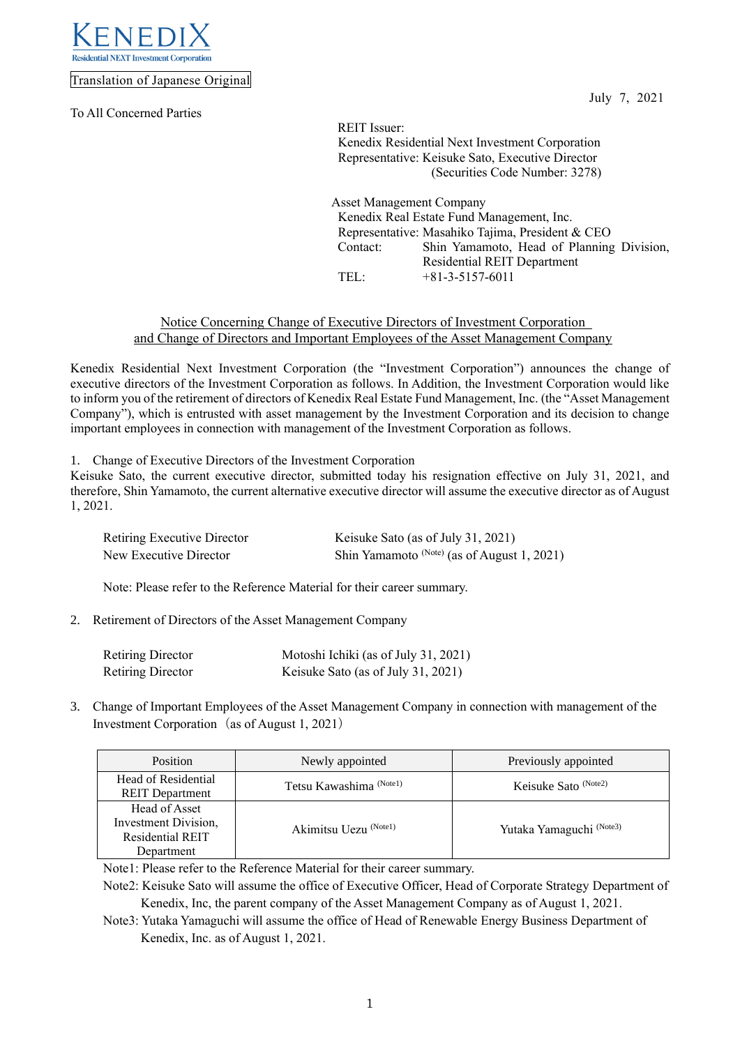KENEDIX
Residential NEXT Investment Corporation

Translation of Japanese Original

July 7, 2021

To All Concerned Parties

REIT Issuer:
Kenedix Residential Next Investment Corporation
Representative: Keisuke Sato, Executive Director
(Securities Code Number: 3278)

Asset Management Company
Kenedix Real Estate Fund Management, Inc.
Representative: Masahiko Tajima, President & CEO
Contact: Shin Yamamoto, Head of Planning Division, Residential REIT Department
TEL: +81-3-5157-6011

## Notice Concerning Change of Executive Directors of Investment Corporation and Change of Directors and Important Employees of the Asset Management Company

Kenedix Residential Next Investment Corporation (the "Investment Corporation") announces the change of executive directors of the Investment Corporation as follows. In Addition, the Investment Corporation would like to inform you of the retirement of directors of Kenedix Real Estate Fund Management, Inc. (the "Asset Management Company"), which is entrusted with asset management by the Investment Corporation and its decision to change important employees in connection with management of the Investment Corporation as follows.

1. Change of Executive Directors of the Investment Corporation

Keisuke Sato, the current executive director, submitted today his resignation effective on July 31, 2021, and therefore, Shin Yamamoto, the current alternative executive director will assume the executive director as of August 1, 2021.

| | |
|---|---|
| Retiring Executive Director | Keisuke Sato (as of July 31, 2021) |
| New Executive Director | Shin Yamamoto (Note) (as of August 1, 2021) |

Note: Please refer to the Reference Material for their career summary.

2. Retirement of Directors of the Asset Management Company

| | |
|---|---|
| Retiring Director | Motoshi Ichiki (as of July 31, 2021) |
| Retiring Director | Keisuke Sato (as of July 31, 2021) |

3. Change of Important Employees of the Asset Management Company in connection with management of the Investment Corporation（as of August 1, 2021）

| Position | Newly appointed | Previously appointed |
|---|---|---|
| Head of Residential REIT Department | Tetsu Kawashima (Note1) | Keisuke Sato (Note2) |
| Head of Asset Investment Division, Residential REIT Department | Akimitsu Uezu (Note1) | Yutaka Yamaguchi (Note3) |

Note1: Please refer to the Reference Material for their career summary.

Note2: Keisuke Sato will assume the office of Executive Officer, Head of Corporate Strategy Department of Kenedix, Inc, the parent company of the Asset Management Company as of August 1, 2021.

Note3: Yutaka Yamaguchi will assume the office of Head of Renewable Energy Business Department of Kenedix, Inc. as of August 1, 2021.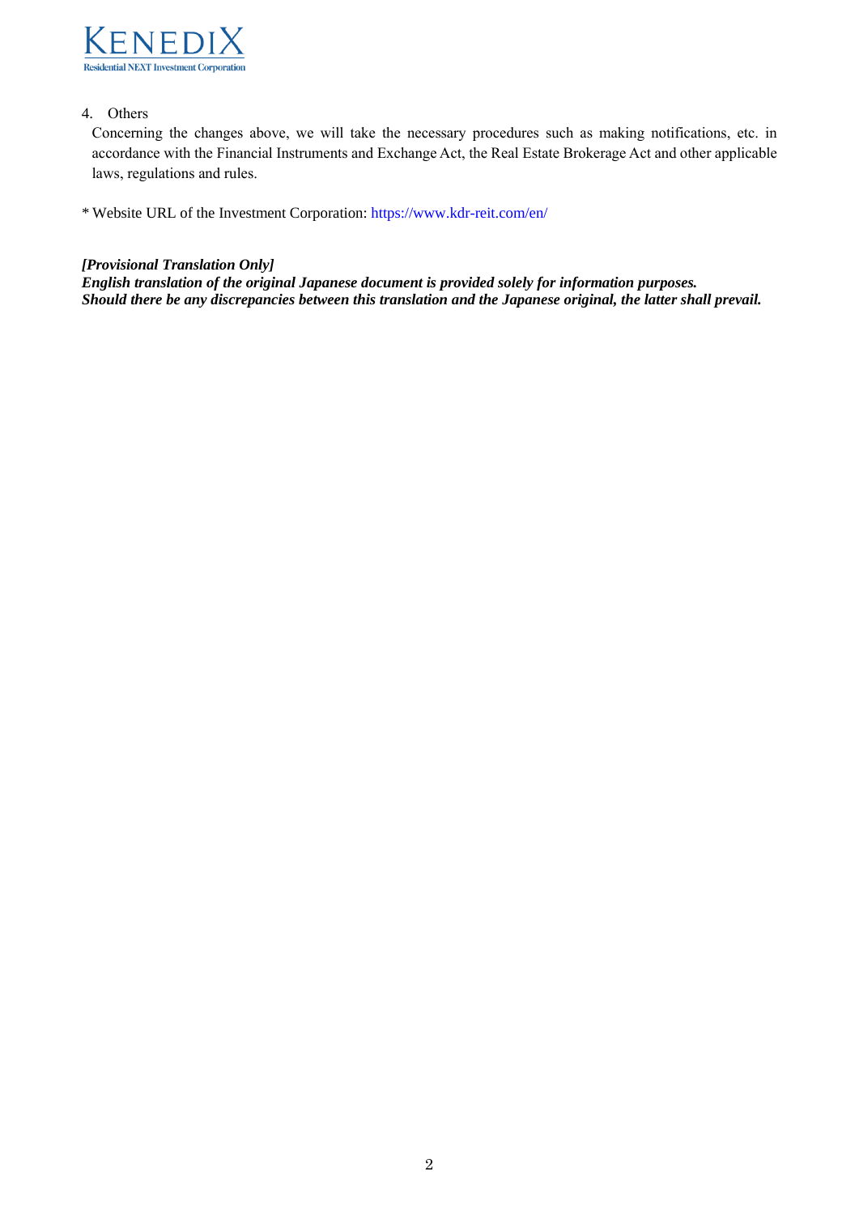4. Others

Concerning the changes above, we will take the necessary procedures such as making notifications, etc. in accordance with the Financial Instruments and Exchange Act, the Real Estate Brokerage Act and other applicable laws, regulations and rules.

* Website URL of the Investment Corporation: https://www.kdr-reit.com/en/

***[Provisional Translation Only]***
***English translation of the original Japanese document is provided solely for information purposes.***
***Should there be any discrepancies between this translation and the Japanese original, the latter shall prevail.***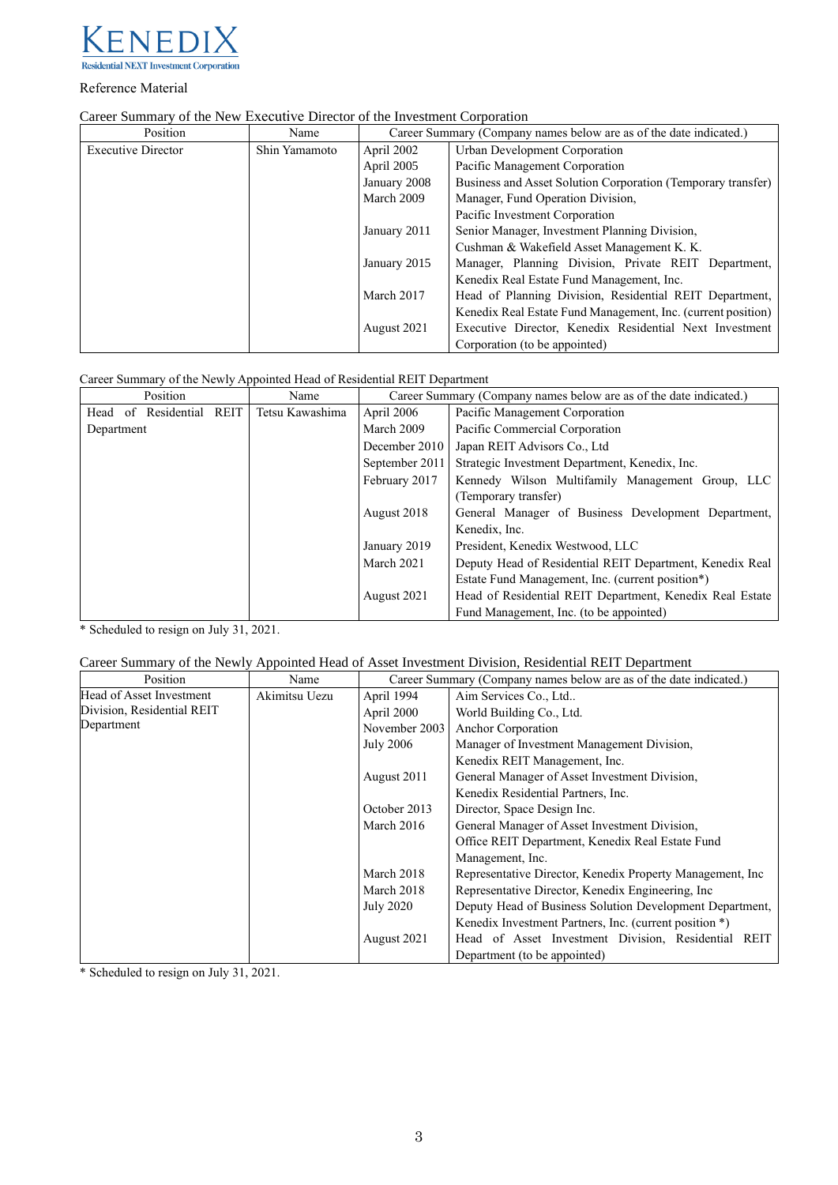KENEDIX
Residential NEXT Investment Corporation

Reference Material

Career Summary of the New Executive Director of the Investment Corporation

| Position | Name | Career Summary (Company names below are as of the date indicated.) | |
|---|---|---|---|
| Executive Director | Shin Yamamoto | April 2002 | Urban Development Corporation |
| | | April 2005 | Pacific Management Corporation |
| | | January 2008 | Business and Asset Solution Corporation (Temporary transfer) |
| | | March 2009 | Manager, Fund Operation Division, Pacific Investment Corporation |
| | | January 2011 | Senior Manager, Investment Planning Division, Cushman & Wakefield Asset Management K. K. |
| | | January 2015 | Manager, Planning Division, Private REIT Department, Kenedix Real Estate Fund Management, Inc. |
| | | March 2017 | Head of Planning Division, Residential REIT Department, Kenedix Real Estate Fund Management, Inc. (current position) |
| | | August 2021 | Executive Director, Kenedix Residential Next Investment Corporation (to be appointed) |

Career Summary of the Newly Appointed Head of Residential REIT Department

| Position | Name | Career Summary (Company names below are as of the date indicated.) | |
|---|---|---|---|
| Head of Residential REIT Department | Tetsu Kawashima | April 2006 | Pacific Management Corporation |
| | | March 2009 | Pacific Commercial Corporation |
| | | December 2010 | Japan REIT Advisors Co., Ltd |
| | | September 2011 | Strategic Investment Department, Kenedix, Inc. |
| | | February 2017 | Kennedy Wilson Multifamily Management Group, LLC (Temporary transfer) |
| | | August 2018 | General Manager of Business Development Department, Kenedix, Inc. |
| | | January 2019 | President, Kenedix Westwood, LLC |
| | | March 2021 | Deputy Head of Residential REIT Department, Kenedix Real Estate Fund Management, Inc. (current position*) |
| | | August 2021 | Head of Residential REIT Department, Kenedix Real Estate Fund Management, Inc. (to be appointed) |

\* Scheduled to resign on July 31, 2021.

Career Summary of the Newly Appointed Head of Asset Investment Division, Residential REIT Department

| Position | Name | Career Summary (Company names below are as of the date indicated.) | |
|---|---|---|---|
| Head of Asset Investment Division, Residential REIT Department | Akimitsu Uezu | April 1994 | Aim Services Co., Ltd.. |
| | | April 2000 | World Building Co., Ltd. |
| | | November 2003 | Anchor Corporation |
| | | July 2006 | Manager of Investment Management Division, Kenedix REIT Management, Inc. |
| | | August 2011 | General Manager of Asset Investment Division, Kenedix Residential Partners, Inc. |
| | | October 2013 | Director, Space Design Inc. |
| | | March 2016 | General Manager of Asset Investment Division, Office REIT Department, Kenedix Real Estate Fund Management, Inc. |
| | | March 2018 | Representative Director, Kenedix Property Management, Inc |
| | | March 2018 | Representative Director, Kenedix Engineering, Inc |
| | | July 2020 | Deputy Head of Business Solution Development Department, Kenedix Investment Partners, Inc. (current position *) |
| | | August 2021 | Head of Asset Investment Division, Residential REIT Department (to be appointed) |

\* Scheduled to resign on July 31, 2021.